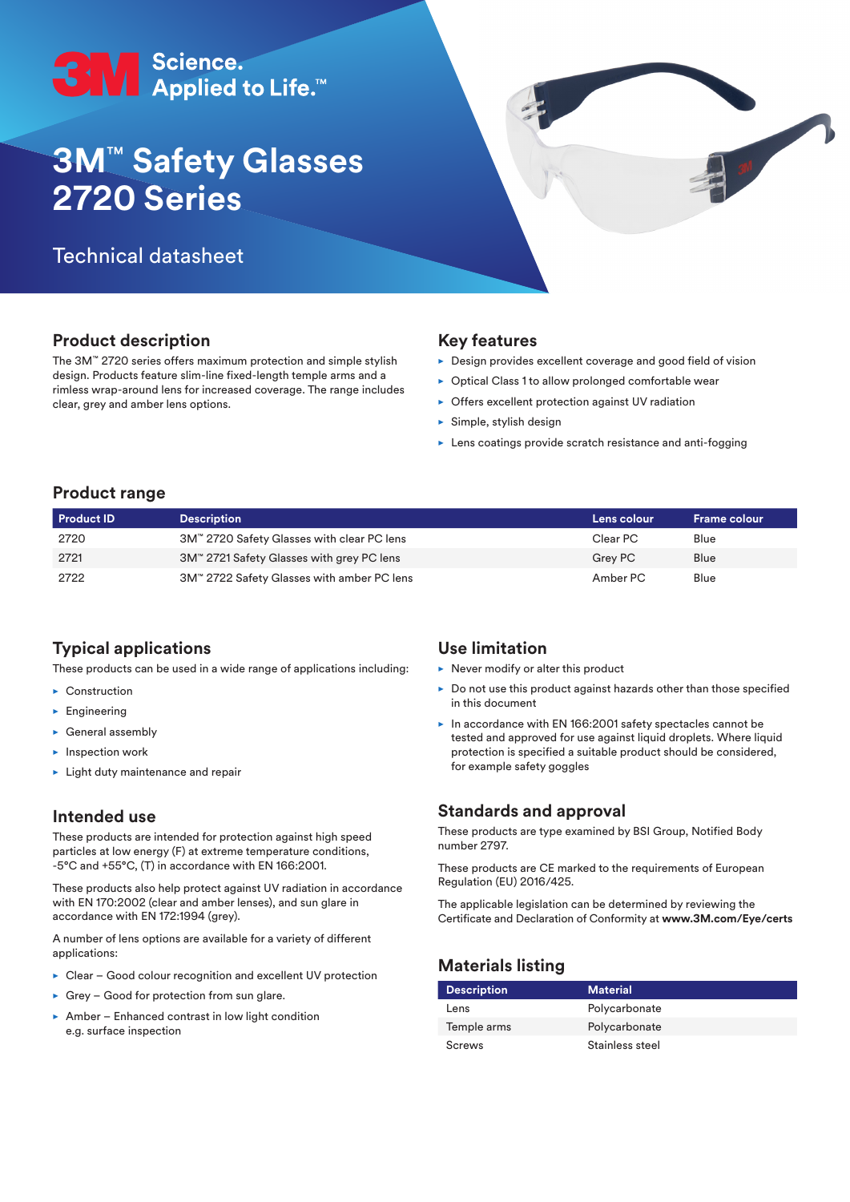3M Science. Applied to Life.™

# 3M™ Safety Glasses 2720 Series

Technical datasheet

## Product description

The 3M™ 2720 series offers maximum protection and simple stylish design. Products feature slim-line fixed-length temple arms and a rimless wrap-around lens for increased coverage. The range includes clear, grey and amber lens options.

## Key features

- Design provides excellent coverage and good field of vision
- Optical Class 1 to allow prolonged comfortable wear
- Offers excellent protection against UV radiation
- Simple, stylish design
- Lens coatings provide scratch resistance and anti-fogging

## Product range

| Product ID | Description | Lens colour | Frame colour |
|---|---|---|---|
| 2720 | 3M™ 2720 Safety Glasses with clear PC lens | Clear PC | Blue |
| 2721 | 3M™ 2721 Safety Glasses with grey PC lens | Grey PC | Blue |
| 2722 | 3M™ 2722 Safety Glasses with amber PC lens | Amber PC | Blue |

## Typical applications

These products can be used in a wide range of applications including:

- Construction
- Engineering
- General assembly
- Inspection work
- Light duty maintenance and repair

## Intended use

These products are intended for protection against high speed particles at low energy (F) at extreme temperature conditions, -5°C and +55°C, (T) in accordance with EN 166:2001.

These products also help protect against UV radiation in accordance with EN 170:2002 (clear and amber lenses), and sun glare in accordance with EN 172:1994 (grey).

A number of lens options are available for a variety of different applications:

- Clear – Good colour recognition and excellent UV protection
- Grey – Good for protection from sun glare.
- Amber – Enhanced contrast in low light condition e.g. surface inspection

## Use limitation

- Never modify or alter this product
- Do not use this product against hazards other than those specified in this document
- In accordance with EN 166:2001 safety spectacles cannot be tested and approved for use against liquid droplets. Where liquid protection is specified a suitable product should be considered, for example safety goggles

## Standards and approval

These products are type examined by BSI Group, Notified Body number 2797.

These products are CE marked to the requirements of European Regulation (EU) 2016/425.

The applicable legislation can be determined by reviewing the Certificate and Declaration of Conformity at **www.3M.com/Eye/certs**

## Materials listing

| Description | Material |
|---|---|
| Lens | Polycarbonate |
| Temple arms | Polycarbonate |
| Screws | Stainless steel |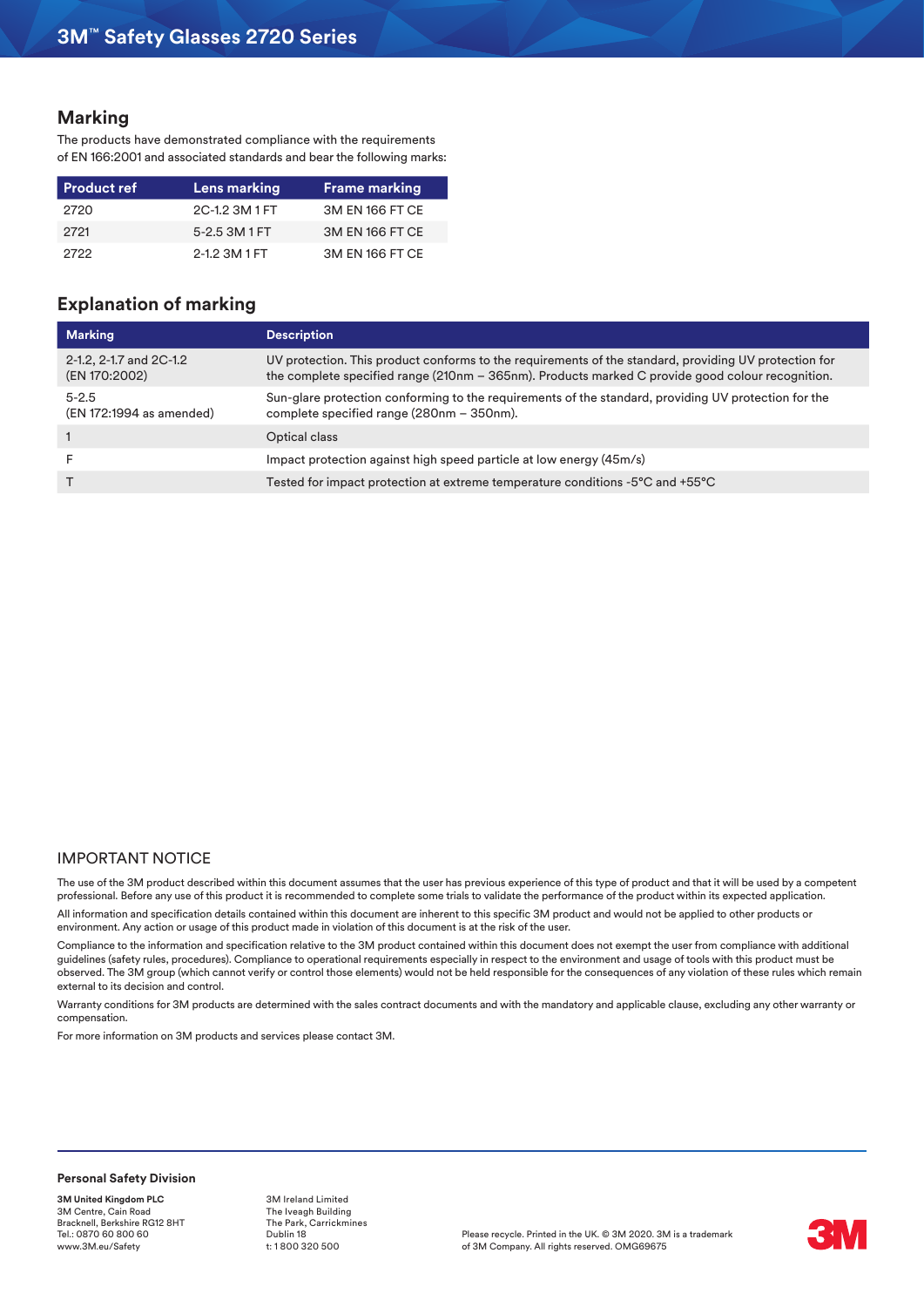## Marking

The products have demonstrated compliance with the requirements of EN 166:2001 and associated standards and bear the following marks:

| Product ref | Lens marking | Frame marking |
| --- | --- | --- |
| 2720 | 2C-1.2 3M 1 FT | 3M EN 166 FT CE |
| 2721 | 5-2.5 3M 1 FT | 3M EN 166 FT CE |
| 2722 | 2-1.2 3M 1 FT | 3M EN 166 FT CE |

## Explanation of marking

| Marking | Description |
| --- | --- |
| 2-1.2, 2-1.7 and 2C-1.2 (EN 170:2002) | UV protection. This product conforms to the requirements of the standard, providing UV protection for the complete specified range (210nm – 365nm). Products marked C provide good colour recognition. |
| 5-2.5 (EN 172:1994 as amended) | Sun-glare protection conforming to the requirements of the standard, providing UV protection for the complete specified range (280nm – 350nm). |
| 1 | Optical class |
| F | Impact protection against high speed particle at low energy (45m/s) |
| T | Tested for impact protection at extreme temperature conditions -5°C and +55°C |

### IMPORTANT NOTICE

The use of the 3M product described within this document assumes that the user has previous experience of this type of product and that it will be used by a competent professional. Before any use of this product it is recommended to complete some trials to validate the performance of the product within its expected application.

All information and specification details contained within this document are inherent to this specific 3M product and would not be applied to other products or environment. Any action or usage of this product made in violation of this document is at the risk of the user.

Compliance to the information and specification relative to the 3M product contained within this document does not exempt the user from compliance with additional guidelines (safety rules, procedures). Compliance to operational requirements especially in respect to the environment and usage of tools with this product must be observed. The 3M group (which cannot verify or control those elements) would not be held responsible for the consequences of any violation of these rules which remain external to its decision and control.

Warranty conditions for 3M products are determined with the sales contract documents and with the mandatory and applicable clause, excluding any other warranty or compensation.

For more information on 3M products and services please contact 3M.

**Personal Safety Division**

**3M United Kingdom PLC**
3M Centre, Cain Road
Bracknell, Berkshire RG12 8HT
Tel.: 0870 60 800 60
www.3M.eu/Safety

3M Ireland Limited
The Iveagh Building
The Park, Carrickmines
Dublin 18
t: 1 800 320 500

Please recycle. Printed in the UK. © 3M 2020. 3M is a trademark of 3M Company. All rights reserved. OMG69675